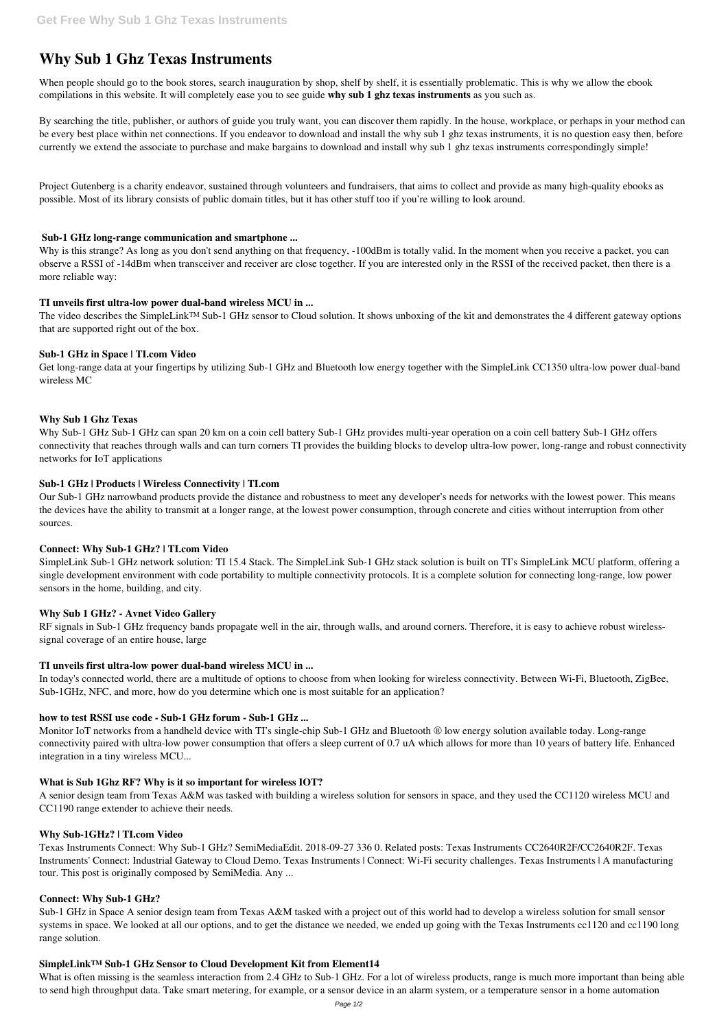# Why Sub 1 Ghz Texas Instruments

When people should go to the book stores, search inauguration by shop, shelf by shelf, it is essentially problematic. This is why we allow the ebook compilations in this website. It will completely ease you to see guide **why sub 1 ghz texas instruments** as you such as.

By searching the title, publisher, or authors of guide you truly want, you can discover them rapidly. In the house, workplace, or perhaps in your method can be every best place within net connections. If you endeavor to download and install the why sub 1 ghz texas instruments, it is no question easy then, before currently we extend the associate to purchase and make bargains to download and install why sub 1 ghz texas instruments correspondingly simple!

Project Gutenberg is a charity endeavor, sustained through volunteers and fundraisers, that aims to collect and provide as many high-quality ebooks as possible. Most of its library consists of public domain titles, but it has other stuff too if you're willing to look around.

### Sub-1 GHz long-range communication and smartphone ...

Why is this strange? As long as you don't send anything on that frequency, -100dBm is totally valid. In the moment when you receive a packet, you can observe a RSSI of -14dBm when transceiver and receiver are close together. If you are interested only in the RSSI of the received packet, then there is a more reliable way:

### TI unveils first ultra-low power dual-band wireless MCU in ...

The video describes the SimpleLink™ Sub-1 GHz sensor to Cloud solution. It shows unboxing of the kit and demonstrates the 4 different gateway options that are supported right out of the box.

### Sub-1 GHz in Space | TI.com Video

Get long-range data at your fingertips by utilizing Sub-1 GHz and Bluetooth low energy together with the SimpleLink CC1350 ultra-low power dual-band wireless MC

### Why Sub 1 Ghz Texas

Why Sub-1 GHz Sub-1 GHz can span 20 km on a coin cell battery Sub-1 GHz provides multi-year operation on a coin cell battery Sub-1 GHz offers connectivity that reaches through walls and can turn corners TI provides the building blocks to develop ultra-low power, long-range and robust connectivity networks for IoT applications

### Sub-1 GHz | Products | Wireless Connectivity | TI.com

Our Sub-1 GHz narrowband products provide the distance and robustness to meet any developer's needs for networks with the lowest power. This means the devices have the ability to transmit at a longer range, at the lowest power consumption, through concrete and cities without interruption from other sources.

### Connect: Why Sub-1 GHz? | TI.com Video

SimpleLink Sub-1 GHz network solution: TI 15.4 Stack. The SimpleLink Sub-1 GHz stack solution is built on TI's SimpleLink MCU platform, offering a single development environment with code portability to multiple connectivity protocols. It is a complete solution for connecting long-range, low power sensors in the home, building, and city.

### Why Sub 1 GHz? - Avnet Video Gallery

RF signals in Sub-1 GHz frequency bands propagate well in the air, through walls, and around corners. Therefore, it is easy to achieve robust wireless-signal coverage of an entire house, large

### TI unveils first ultra-low power dual-band wireless MCU in ...

In today's connected world, there are a multitude of options to choose from when looking for wireless connectivity. Between Wi-Fi, Bluetooth, ZigBee, Sub-1GHz, NFC, and more, how do you determine which one is most suitable for an application?

### how to test RSSI use code - Sub-1 GHz forum - Sub-1 GHz ...

Monitor IoT networks from a handheld device with TI's single-chip Sub-1 GHz and Bluetooth ® low energy solution available today. Long-range connectivity paired with ultra-low power consumption that offers a sleep current of 0.7 uA which allows for more than 10 years of battery life. Enhanced integration in a tiny wireless MCU...

### What is Sub 1Ghz RF? Why is it so important for wireless IOT?

A senior design team from Texas A&M was tasked with building a wireless solution for sensors in space, and they used the CC1120 wireless MCU and CC1190 range extender to achieve their needs.

### Why Sub-1GHz? | TI.com Video

Texas Instruments Connect: Why Sub-1 GHz? SemiMediaEdit. 2018-09-27 336 0. Related posts: Texas Instruments CC2640R2F/CC2640R2F. Texas Instruments' Connect: Industrial Gateway to Cloud Demo. Texas Instruments | Connect: Wi-Fi security challenges. Texas Instruments | A manufacturing tour. This post is originally composed by SemiMedia. Any ...

### Connect: Why Sub-1 GHz?

Sub-1 GHz in Space A senior design team from Texas A&M tasked with a project out of this world had to develop a wireless solution for small sensor systems in space. We looked at all our options, and to get the distance we needed, we ended up going with the Texas Instruments cc1120 and cc1190 long range solution.

### SimpleLink™ Sub-1 GHz Sensor to Cloud Development Kit from Element14

What is often missing is the seamless interaction from 2.4 GHz to Sub-1 GHz. For a lot of wireless products, range is much more important than being able to send high throughput data. Take smart metering, for example, or a sensor device in an alarm system, or a temperature sensor in a home automation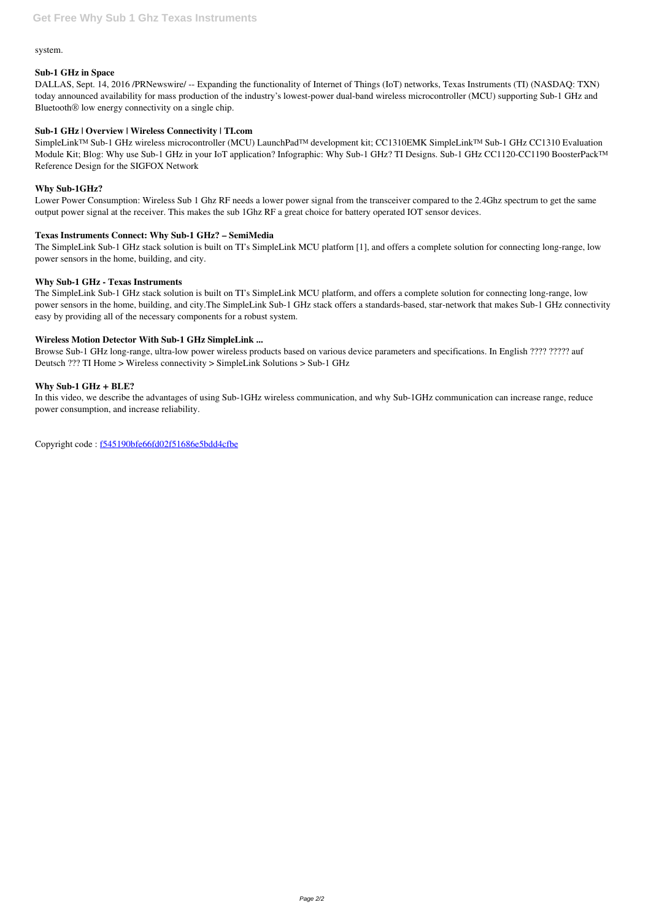system.

### Sub-1 GHz in Space

DALLAS, Sept. 14, 2016 /PRNewswire/ -- Expanding the functionality of Internet of Things (IoT) networks, Texas Instruments (TI) (NASDAQ: TXN) today announced availability for mass production of the industry's lowest-power dual-band wireless microcontroller (MCU) supporting Sub-1 GHz and Bluetooth® low energy connectivity on a single chip.

### Sub-1 GHz | Overview | Wireless Connectivity | TI.com

SimpleLink™ Sub-1 GHz wireless microcontroller (MCU) LaunchPad™ development kit; CC1310EMK SimpleLink™ Sub-1 GHz CC1310 Evaluation Module Kit; Blog: Why use Sub-1 GHz in your IoT application? Infographic: Why Sub-1 GHz? TI Designs. Sub-1 GHz CC1120-CC1190 BoosterPack™ Reference Design for the SIGFOX Network

### Why Sub-1GHz?

Lower Power Consumption: Wireless Sub 1 Ghz RF needs a lower power signal from the transceiver compared to the 2.4Ghz spectrum to get the same output power signal at the receiver. This makes the sub 1Ghz RF a great choice for battery operated IOT sensor devices.

### Texas Instruments Connect: Why Sub-1 GHz? – SemiMedia

The SimpleLink Sub-1 GHz stack solution is built on TI's SimpleLink MCU platform [1], and offers a complete solution for connecting long-range, low power sensors in the home, building, and city.

### Why Sub-1 GHz - Texas Instruments

The SimpleLink Sub-1 GHz stack solution is built on TI's SimpleLink MCU platform, and offers a complete solution for connecting long-range, low power sensors in the home, building, and city.The SimpleLink Sub-1 GHz stack offers a standards-based, star-network that makes Sub-1 GHz connectivity easy by providing all of the necessary components for a robust system.

### Wireless Motion Detector With Sub-1 GHz SimpleLink ...

Browse Sub-1 GHz long-range, ultra-low power wireless products based on various device parameters and specifications. In English ???? ????? auf Deutsch ??? TI Home > Wireless connectivity > SimpleLink Solutions > Sub-1 GHz

### Why Sub-1 GHz + BLE?

In this video, we describe the advantages of using Sub-1GHz wireless communication, and why Sub-1GHz communication can increase range, reduce power consumption, and increase reliability.

Copyright code : f545190bfe66fd02f51686e5bdd4cfbe